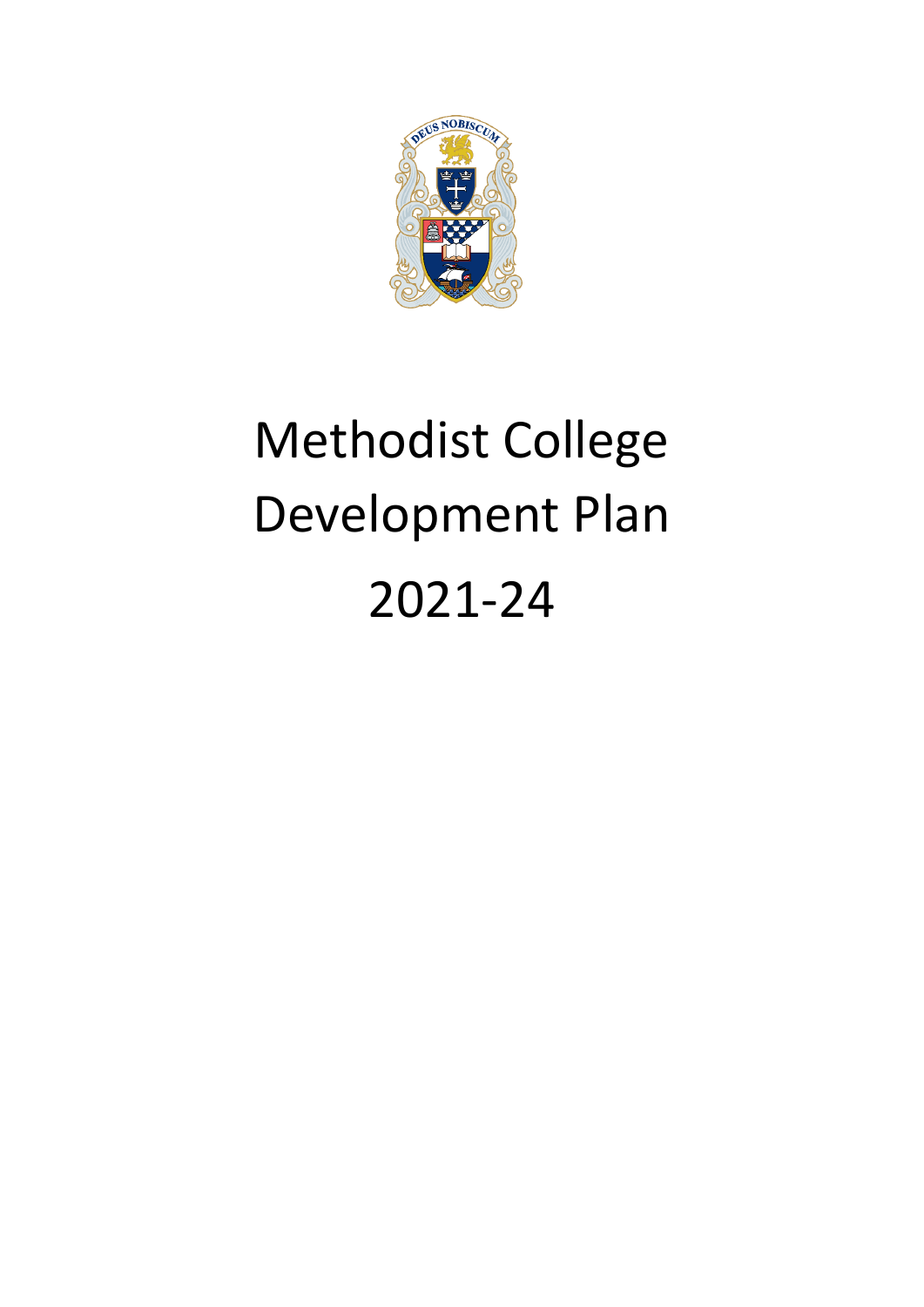# Methodist College Development Plan 2021-24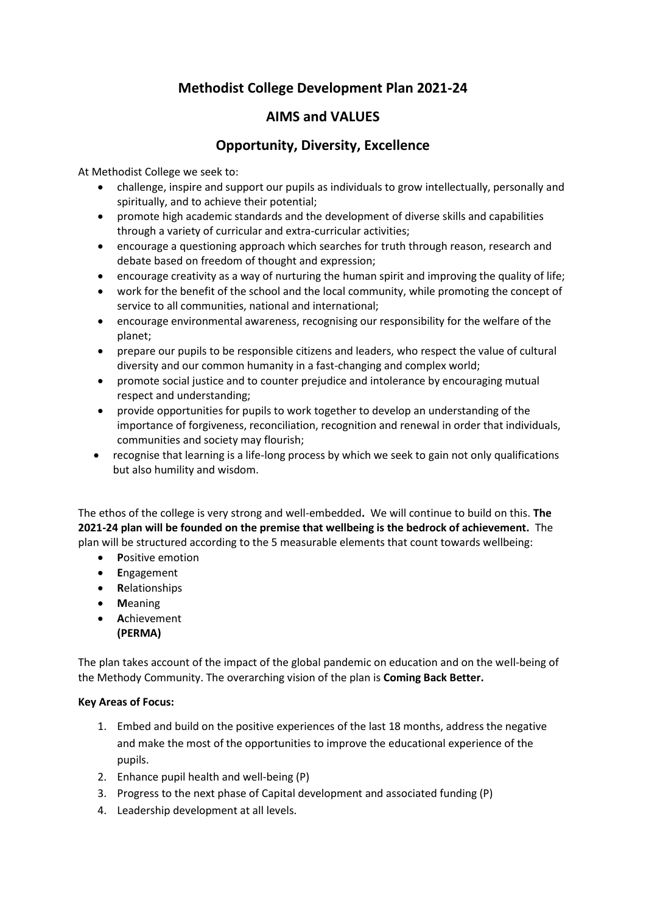# Methodist College Development Plan 2021-24

## AIMS and VALUES

## Opportunity, Diversity, Excellence

At Methodist College we seek to:

- challenge, inspire and support our pupils as individuals to grow intellectually, personally and spiritually, and to achieve their potential;
- promote high academic standards and the development of diverse skills and capabilities through a variety of curricular and extra-curricular activities;
- encourage a questioning approach which searches for truth through reason, research and debate based on freedom of thought and expression;
- encourage creativity as a way of nurturing the human spirit and improving the quality of life;
- work for the benefit of the school and the local community, while promoting the concept of service to all communities, national and international;
- encourage environmental awareness, recognising our responsibility for the welfare of the planet;
- prepare our pupils to be responsible citizens and leaders, who respect the value of cultural diversity and our common humanity in a fast-changing and complex world;
- promote social justice and to counter prejudice and intolerance by encouraging mutual respect and understanding;
- provide opportunities for pupils to work together to develop an understanding of the importance of forgiveness, reconciliation, recognition and renewal in order that individuals, communities and society may flourish;
- recognise that learning is a life-long process by which we seek to gain not only qualifications but also humility and wisdom.

The ethos of the college is very strong and well-embedded**.** We will continue to build on this. **The 2021-24 plan will be founded on the premise that wellbeing is the bedrock of achievement.** The plan will be structured according to the 5 measurable elements that count towards wellbeing:

- **P**ositive emotion
- **E**ngagement
- **R**elationships
- **M**eaning
- **A**chievement
  **(PERMA)**

The plan takes account of the impact of the global pandemic on education and on the well-being of the Methody Community. The overarching vision of the plan is **Coming Back Better.**

**Key Areas of Focus:**

1. Embed and build on the positive experiences of the last 18 months, address the negative and make the most of the opportunities to improve the educational experience of the pupils.
2. Enhance pupil health and well-being (P)
3. Progress to the next phase of Capital development and associated funding (P)
4. Leadership development at all levels.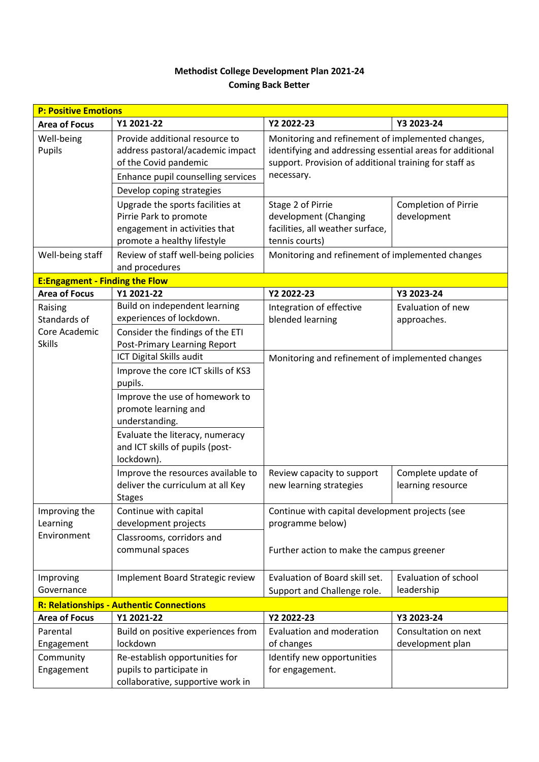**Methodist College Development Plan 2021-24**
**Coming Back Better**

| **P: Positive Emotions** | | | |
|---|---|---|---|
| **Area of Focus** | **Y1 2021-22** | **Y2 2022-23** | **Y3 2023-24** |
| Well-being Pupils | Provide additional resource to address pastoral/academic impact of the Covid pandemic | Monitoring and refinement of implemented changes, identifying and addressing essential areas for additional support. Provision of additional training for staff as necessary. | |
| | Enhance pupil counselling services | | |
| | Develop coping strategies | | |
| | Upgrade the sports facilities at Pirrie Park to promote engagement in activities that promote a healthy lifestyle | Stage 2 of Pirrie development (Changing facilities, all weather surface, tennis courts) | Completion of Pirrie development |
| Well-being staff | Review of staff well-being policies and procedures | Monitoring and refinement of implemented changes | |
| **E:Engagement - Finding the Flow** | | | |
| **Area of Focus** | **Y1 2021-22** | **Y2 2022-23** | **Y3 2023-24** |
| Raising Standards of Core Academic Skills | Build on independent learning experiences of lockdown. | Integration of effective blended learning | Evaluation of new approaches. |
| | Consider the findings of the ETI Post-Primary Learning Report | | |
| | ICT Digital Skills audit | Monitoring and refinement of implemented changes | |
| | Improve the core ICT skills of KS3 pupils. | | |
| | Improve the use of homework to promote learning and understanding. | | |
| | Evaluate the literacy, numeracy and ICT skills of pupils (post-lockdown). | | |
| | Improve the resources available to deliver the curriculum at all Key Stages | Review capacity to support new learning strategies | Complete update of learning resource |
| Improving the Learning Environment | Continue with capital development projects | Continue with capital development projects (see programme below)<br><br>Further action to make the campus greener | |
| | Classrooms, corridors and communal spaces | | |
| Improving Governance | Implement Board Strategic review | Evaluation of Board skill set. Support and Challenge role. | Evaluation of school leadership |
| **R: Relationships - Authentic Connections** | | | |
| **Area of Focus** | **Y1 2021-22** | **Y2 2022-23** | **Y3 2023-24** |
| Parental Engagement | Build on positive experiences from lockdown | Evaluation and moderation of changes | Consultation on next development plan |
| Community Engagement | Re-establish opportunities for pupils to participate in collaborative, supportive work in | Identify new opportunities for engagement. | |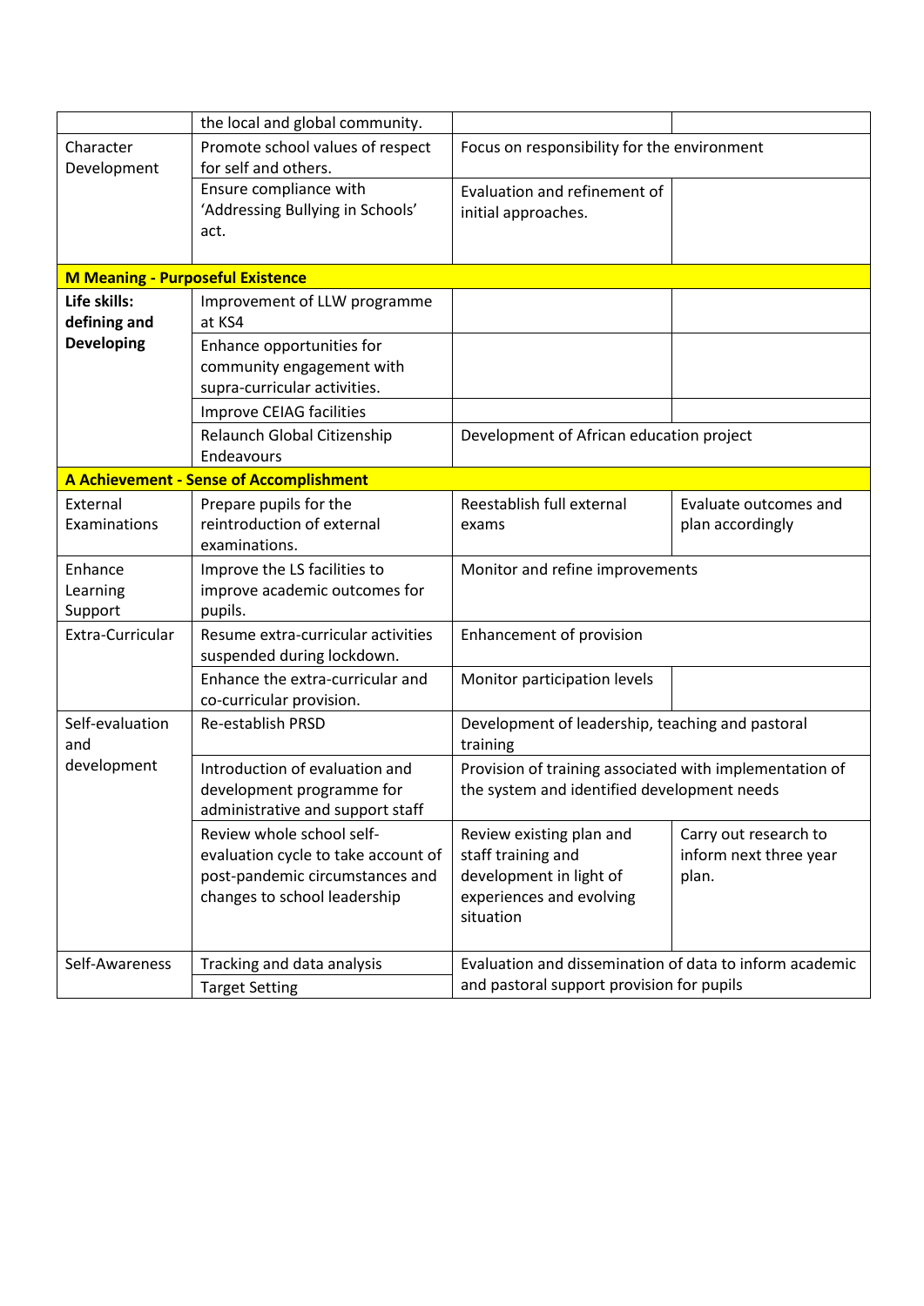| | | | |
|---|---|---|---|
| | the local and global community. | | |
| Character Development | Promote school values of respect for self and others. | Focus on responsibility for the environment | |
| | Ensure compliance with 'Addressing Bullying in Schools' act. | Evaluation and refinement of initial approaches. | |
| **M Meaning - Purposeful Existence** | | | |
| **Life skills: defining and Developing** | Improvement of LLW programme at KS4 | | |
| | Enhance opportunities for community engagement with supra-curricular activities. | | |
| | Improve CEIAG facilities | | |
| | Relaunch Global Citizenship Endeavours | Development of African education project | |
| **A Achievement - Sense of Accomplishment** | | | |
| External Examinations | Prepare pupils for the reintroduction of external examinations. | Reestablish full external exams | Evaluate outcomes and plan accordingly |
| Enhance Learning Support | Improve the LS facilities to improve academic outcomes for pupils. | Monitor and refine improvements | |
| Extra-Curricular | Resume extra-curricular activities suspended during lockdown. | Enhancement of provision | |
| | Enhance the extra-curricular and co-curricular provision. | Monitor participation levels | |
| Self-evaluation and development | Re-establish PRSD | Development of leadership, teaching and pastoral training | |
| | Introduction of evaluation and development programme for administrative and support staff | Provision of training associated with implementation of the system and identified development needs | |
| | Review whole school self-evaluation cycle to take account of post-pandemic circumstances and changes to school leadership | Review existing plan and staff training and development in light of experiences and evolving situation | Carry out research to inform next three year plan. |
| Self-Awareness | Tracking and data analysis | Evaluation and dissemination of data to inform academic and pastoral support provision for pupils | |
| | Target Setting | | |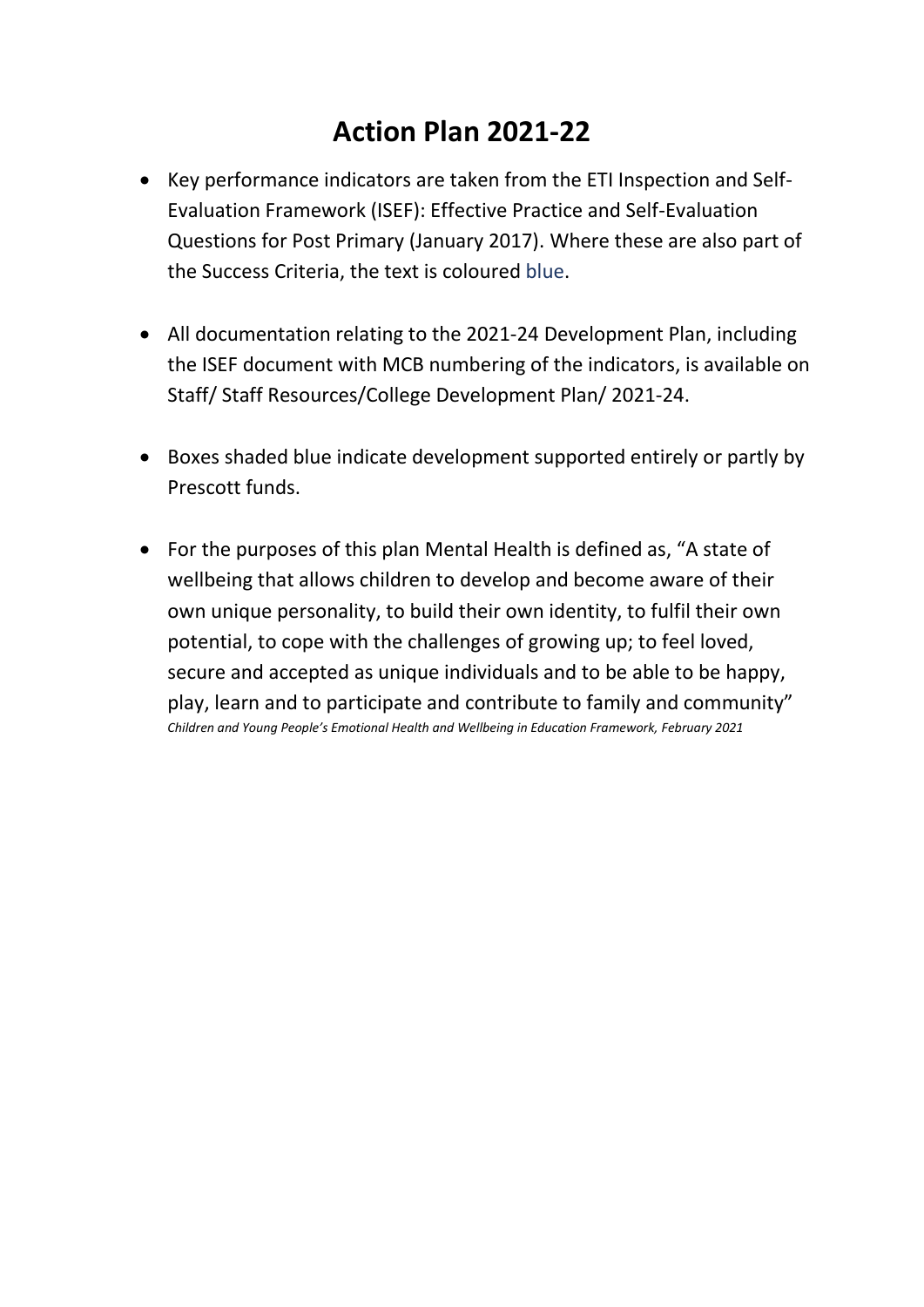# Action Plan 2021-22

- Key performance indicators are taken from the ETI Inspection and Self-Evaluation Framework (ISEF): Effective Practice and Self-Evaluation Questions for Post Primary (January 2017). Where these are also part of the Success Criteria, the text is coloured blue.

- All documentation relating to the 2021-24 Development Plan, including the ISEF document with MCB numbering of the indicators, is available on Staff/ Staff Resources/College Development Plan/ 2021-24.

- Boxes shaded blue indicate development supported entirely or partly by Prescott funds.

- For the purposes of this plan Mental Health is defined as, "A state of wellbeing that allows children to develop and become aware of their own unique personality, to build their own identity, to fulfil their own potential, to cope with the challenges of growing up; to feel loved, secure and accepted as unique individuals and to be able to be happy, play, learn and to participate and contribute to family and community"
  *Children and Young People's Emotional Health and Wellbeing in Education Framework, February 2021*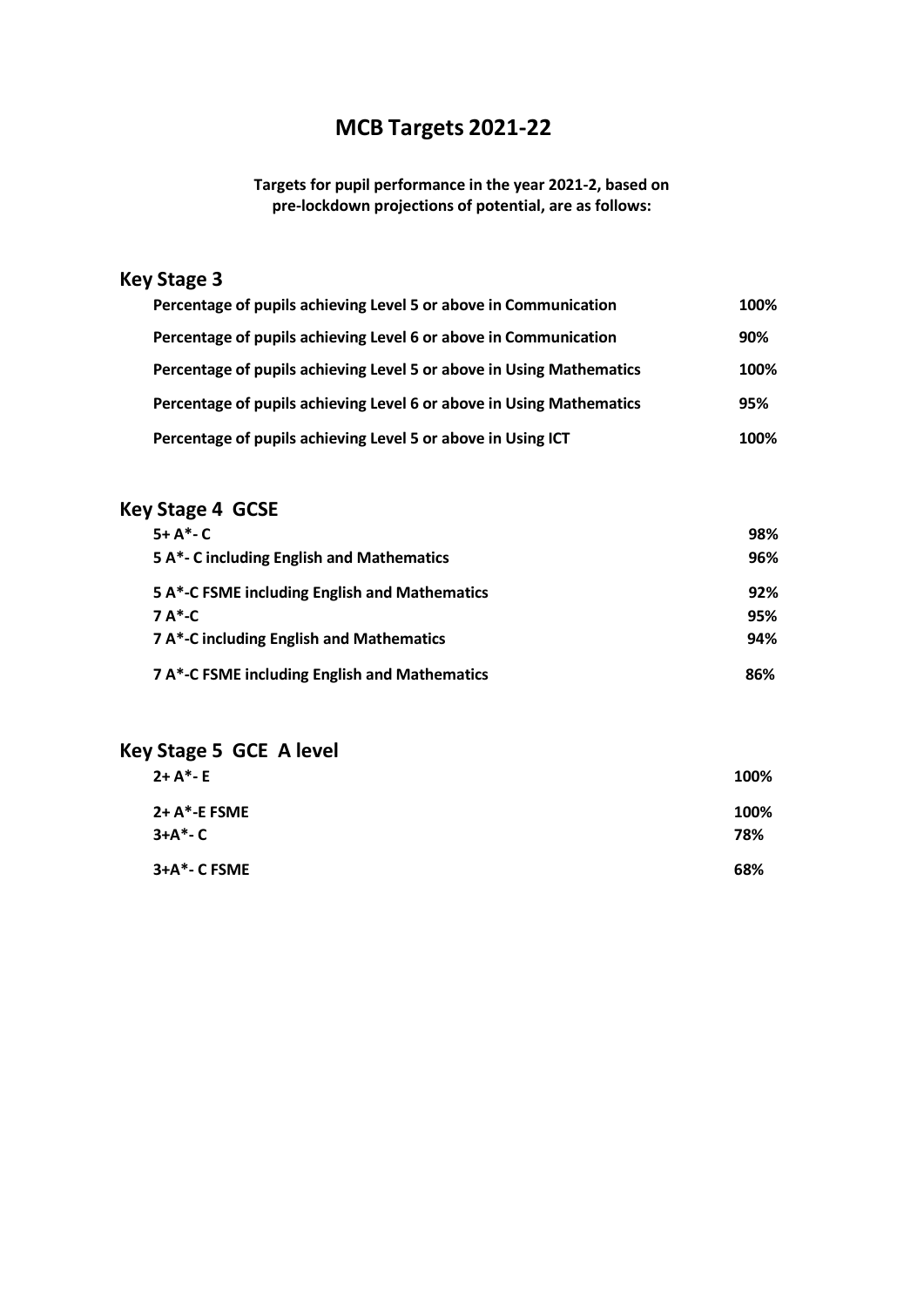# MCB Targets 2021-22

**Targets for pupil performance in the year 2021-2, based on pre-lockdown projections of potential, are as follows:**

## Key Stage 3

| | |
|---|---|
| **Percentage of pupils achieving Level 5 or above in Communication** | **100%** |
| **Percentage of pupils achieving Level 6 or above in Communication** | **90%** |
| **Percentage of pupils achieving Level 5 or above in Using Mathematics** | **100%** |
| **Percentage of pupils achieving Level 6 or above in Using Mathematics** | **95%** |
| **Percentage of pupils achieving Level 5 or above in Using ICT** | **100%** |

## Key Stage 4 GCSE

| | |
|---|---|
| **5+ A*- C** | **98%** |
| **5 A*- C including English and Mathematics** | **96%** |
| **5 A*-C FSME including English and Mathematics** | **92%** |
| **7 A*-C** | **95%** |
| **7 A*-C including English and Mathematics** | **94%** |
| **7 A*-C FSME including English and Mathematics** | **86%** |

## Key Stage 5 GCE A level

| | |
|---|---|
| **2+ A*- E** | **100%** |
| **2+ A*-E FSME** | **100%** |
| **3+A*- C** | **78%** |
| **3+A*- C FSME** | **68%** |